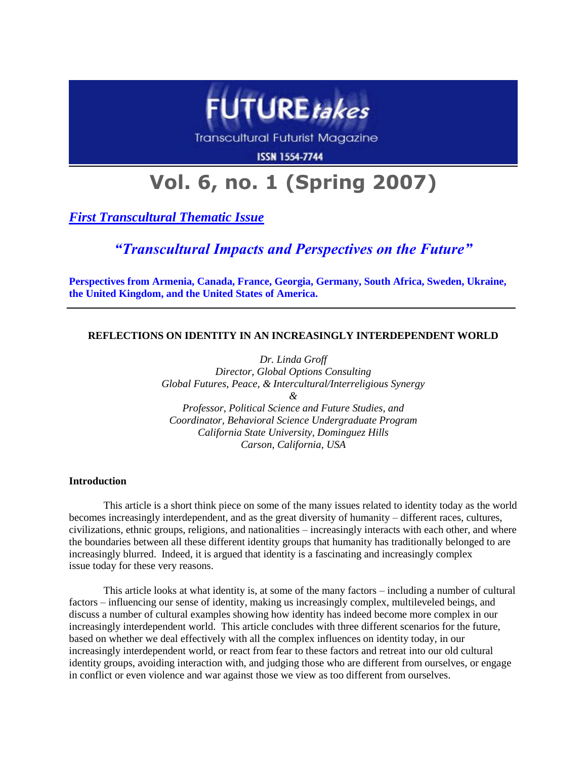# FUTURE*takes*

Transcultural Futurist Magazine

ISSN 1554-7744

## Vol. 6, no. 1 (Spring 2007)

***First Transcultural Thematic Issue***

### *"Transcultural Impacts and Perspectives on the Future"*

**Perspectives from Armenia, Canada, France, Georgia, Germany, South Africa, Sweden, Ukraine, the United Kingdom, and the United States of America.**

---

### REFLECTIONS ON IDENTITY IN AN INCREASINGLY INTERDEPENDENT WORLD

*Dr. Linda Groff*
*Director, Global Options Consulting*
*Global Futures, Peace, & Intercultural/Interreligious Synergy*
*&*
*Professor, Political Science and Future Studies, and*
*Coordinator, Behavioral Science Undergraduate Program*
*California State University, Dominguez Hills*
*Carson, California, USA*

**Introduction**

This article is a short think piece on some of the many issues related to identity today as the world becomes increasingly interdependent, and as the great diversity of humanity – different races, cultures, civilizations, ethnic groups, religions, and nationalities – increasingly interacts with each other, and where the boundaries between all these different identity groups that humanity has traditionally belonged to are increasingly blurred. Indeed, it is argued that identity is a fascinating and increasingly complex issue today for these very reasons.

This article looks at what identity is, at some of the many factors – including a number of cultural factors – influencing our sense of identity, making us increasingly complex, multileveled beings, and discuss a number of cultural examples showing how identity has indeed become more complex in our increasingly interdependent world. This article concludes with three different scenarios for the future, based on whether we deal effectively with all the complex influences on identity today, in our increasingly interdependent world, or react from fear to these factors and retreat into our old cultural identity groups, avoiding interaction with, and judging those who are different from ourselves, or engage in conflict or even violence and war against those we view as too different from ourselves.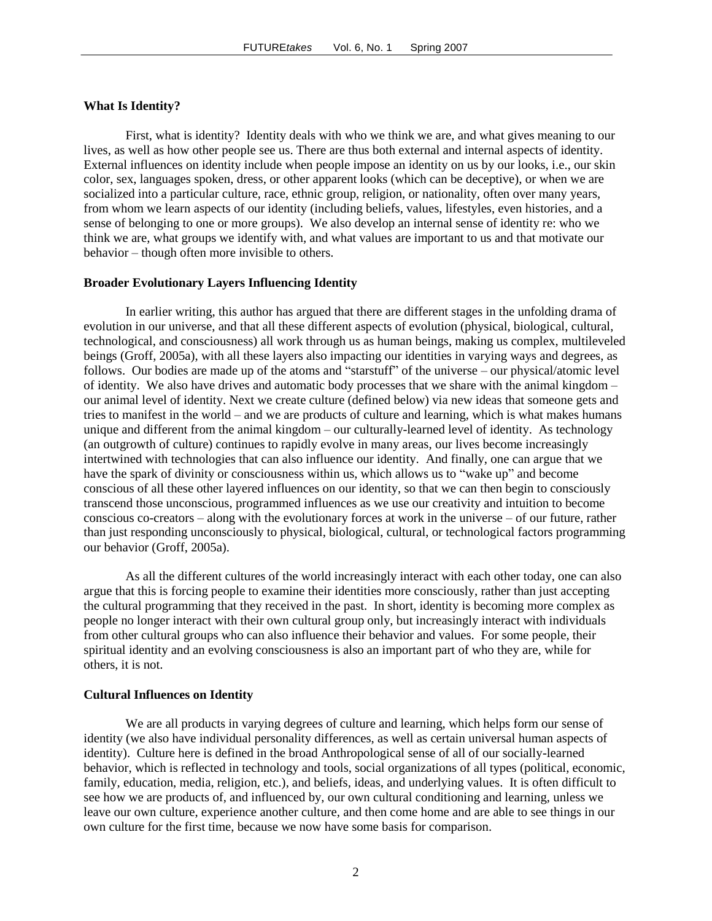**What Is Identity?**

First, what is identity? Identity deals with who we think we are, and what gives meaning to our lives, as well as how other people see us. There are thus both external and internal aspects of identity. External influences on identity include when people impose an identity on us by our looks, i.e., our skin color, sex, languages spoken, dress, or other apparent looks (which can be deceptive), or when we are socialized into a particular culture, race, ethnic group, religion, or nationality, often over many years, from whom we learn aspects of our identity (including beliefs, values, lifestyles, even histories, and a sense of belonging to one or more groups). We also develop an internal sense of identity re: who we think we are, what groups we identify with, and what values are important to us and that motivate our behavior – though often more invisible to others.

**Broader Evolutionary Layers Influencing Identity**

In earlier writing, this author has argued that there are different stages in the unfolding drama of evolution in our universe, and that all these different aspects of evolution (physical, biological, cultural, technological, and consciousness) all work through us as human beings, making us complex, multileveled beings (Groff, 2005a), with all these layers also impacting our identities in varying ways and degrees, as follows. Our bodies are made up of the atoms and "starstuff" of the universe – our physical/atomic level of identity. We also have drives and automatic body processes that we share with the animal kingdom – our animal level of identity. Next we create culture (defined below) via new ideas that someone gets and tries to manifest in the world – and we are products of culture and learning, which is what makes humans unique and different from the animal kingdom – our culturally-learned level of identity. As technology (an outgrowth of culture) continues to rapidly evolve in many areas, our lives become increasingly intertwined with technologies that can also influence our identity. And finally, one can argue that we have the spark of divinity or consciousness within us, which allows us to "wake up" and become conscious of all these other layered influences on our identity, so that we can then begin to consciously transcend those unconscious, programmed influences as we use our creativity and intuition to become conscious co-creators – along with the evolutionary forces at work in the universe – of our future, rather than just responding unconsciously to physical, biological, cultural, or technological factors programming our behavior (Groff, 2005a).

As all the different cultures of the world increasingly interact with each other today, one can also argue that this is forcing people to examine their identities more consciously, rather than just accepting the cultural programming that they received in the past. In short, identity is becoming more complex as people no longer interact with their own cultural group only, but increasingly interact with individuals from other cultural groups who can also influence their behavior and values. For some people, their spiritual identity and an evolving consciousness is also an important part of who they are, while for others, it is not.

**Cultural Influences on Identity**

We are all products in varying degrees of culture and learning, which helps form our sense of identity (we also have individual personality differences, as well as certain universal human aspects of identity). Culture here is defined in the broad Anthropological sense of all of our socially-learned behavior, which is reflected in technology and tools, social organizations of all types (political, economic, family, education, media, religion, etc.), and beliefs, ideas, and underlying values. It is often difficult to see how we are products of, and influenced by, our own cultural conditioning and learning, unless we leave our own culture, experience another culture, and then come home and are able to see things in our own culture for the first time, because we now have some basis for comparison.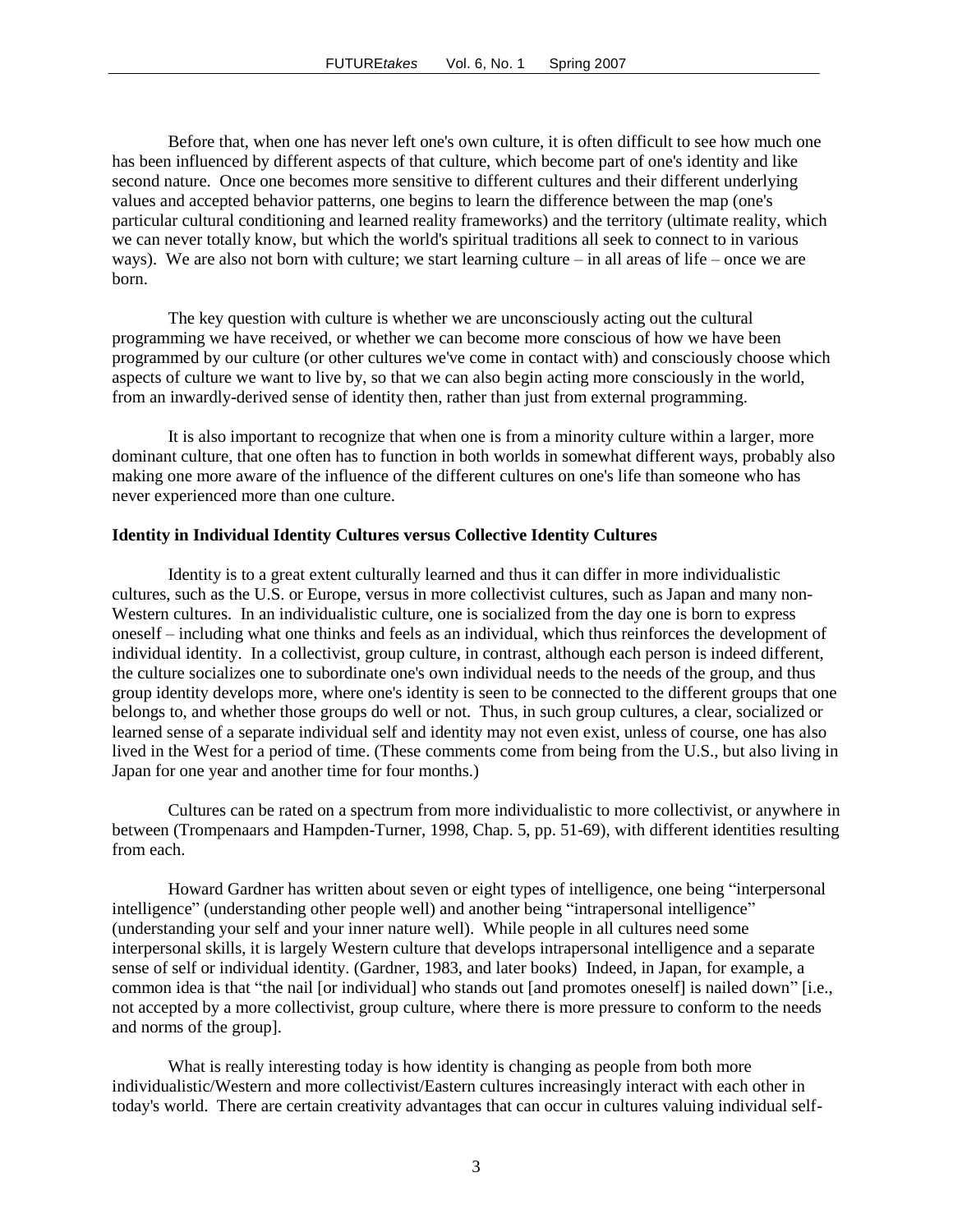Before that, when one has never left one's own culture, it is often difficult to see how much one has been influenced by different aspects of that culture, which become part of one's identity and like second nature. Once one becomes more sensitive to different cultures and their different underlying values and accepted behavior patterns, one begins to learn the difference between the map (one's particular cultural conditioning and learned reality frameworks) and the territory (ultimate reality, which we can never totally know, but which the world's spiritual traditions all seek to connect to in various ways). We are also not born with culture; we start learning culture – in all areas of life – once we are born.

The key question with culture is whether we are unconsciously acting out the cultural programming we have received, or whether we can become more conscious of how we have been programmed by our culture (or other cultures we've come in contact with) and consciously choose which aspects of culture we want to live by, so that we can also begin acting more consciously in the world, from an inwardly-derived sense of identity then, rather than just from external programming.

It is also important to recognize that when one is from a minority culture within a larger, more dominant culture, that one often has to function in both worlds in somewhat different ways, probably also making one more aware of the influence of the different cultures on one's life than someone who has never experienced more than one culture.

**Identity in Individual Identity Cultures versus Collective Identity Cultures**

Identity is to a great extent culturally learned and thus it can differ in more individualistic cultures, such as the U.S. or Europe, versus in more collectivist cultures, such as Japan and many non-Western cultures. In an individualistic culture, one is socialized from the day one is born to express oneself – including what one thinks and feels as an individual, which thus reinforces the development of individual identity. In a collectivist, group culture, in contrast, although each person is indeed different, the culture socializes one to subordinate one's own individual needs to the needs of the group, and thus group identity develops more, where one's identity is seen to be connected to the different groups that one belongs to, and whether those groups do well or not. Thus, in such group cultures, a clear, socialized or learned sense of a separate individual self and identity may not even exist, unless of course, one has also lived in the West for a period of time. (These comments come from being from the U.S., but also living in Japan for one year and another time for four months.)

Cultures can be rated on a spectrum from more individualistic to more collectivist, or anywhere in between (Trompenaars and Hampden-Turner, 1998, Chap. 5, pp. 51-69), with different identities resulting from each.

Howard Gardner has written about seven or eight types of intelligence, one being "interpersonal intelligence" (understanding other people well) and another being "intrapersonal intelligence" (understanding your self and your inner nature well). While people in all cultures need some interpersonal skills, it is largely Western culture that develops intrapersonal intelligence and a separate sense of self or individual identity. (Gardner, 1983, and later books) Indeed, in Japan, for example, a common idea is that "the nail [or individual] who stands out [and promotes oneself] is nailed down" [i.e., not accepted by a more collectivist, group culture, where there is more pressure to conform to the needs and norms of the group].

What is really interesting today is how identity is changing as people from both more individualistic/Western and more collectivist/Eastern cultures increasingly interact with each other in today's world. There are certain creativity advantages that can occur in cultures valuing individual self-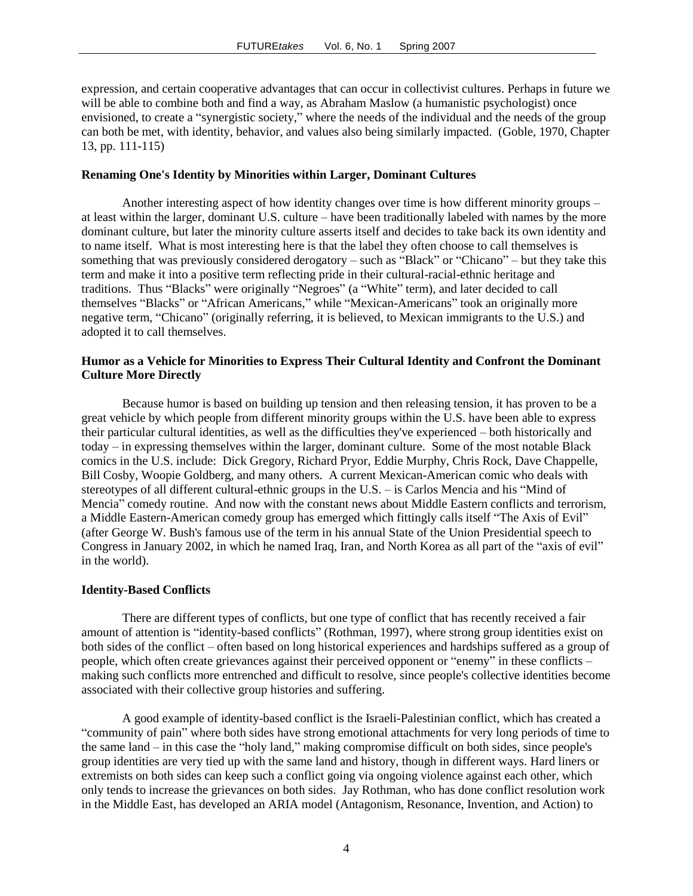expression, and certain cooperative advantages that can occur in collectivist cultures. Perhaps in future we will be able to combine both and find a way, as Abraham Maslow (a humanistic psychologist) once envisioned, to create a "synergistic society," where the needs of the individual and the needs of the group can both be met, with identity, behavior, and values also being similarly impacted. (Goble, 1970, Chapter 13, pp. 111-115)

**Renaming One's Identity by Minorities within Larger, Dominant Cultures**

Another interesting aspect of how identity changes over time is how different minority groups – at least within the larger, dominant U.S. culture – have been traditionally labeled with names by the more dominant culture, but later the minority culture asserts itself and decides to take back its own identity and to name itself. What is most interesting here is that the label they often choose to call themselves is something that was previously considered derogatory – such as "Black" or "Chicano" – but they take this term and make it into a positive term reflecting pride in their cultural-racial-ethnic heritage and traditions. Thus "Blacks" were originally "Negroes" (a "White" term), and later decided to call themselves "Blacks" or "African Americans," while "Mexican-Americans" took an originally more negative term, "Chicano" (originally referring, it is believed, to Mexican immigrants to the U.S.) and adopted it to call themselves.

**Humor as a Vehicle for Minorities to Express Their Cultural Identity and Confront the Dominant Culture More Directly**

Because humor is based on building up tension and then releasing tension, it has proven to be a great vehicle by which people from different minority groups within the U.S. have been able to express their particular cultural identities, as well as the difficulties they've experienced – both historically and today – in expressing themselves within the larger, dominant culture. Some of the most notable Black comics in the U.S. include: Dick Gregory, Richard Pryor, Eddie Murphy, Chris Rock, Dave Chappelle, Bill Cosby, Woopie Goldberg, and many others. A current Mexican-American comic who deals with stereotypes of all different cultural-ethnic groups in the U.S. – is Carlos Mencia and his "Mind of Mencia" comedy routine. And now with the constant news about Middle Eastern conflicts and terrorism, a Middle Eastern-American comedy group has emerged which fittingly calls itself "The Axis of Evil" (after George W. Bush's famous use of the term in his annual State of the Union Presidential speech to Congress in January 2002, in which he named Iraq, Iran, and North Korea as all part of the "axis of evil" in the world).

**Identity-Based Conflicts**

There are different types of conflicts, but one type of conflict that has recently received a fair amount of attention is "identity-based conflicts" (Rothman, 1997), where strong group identities exist on both sides of the conflict – often based on long historical experiences and hardships suffered as a group of people, which often create grievances against their perceived opponent or "enemy" in these conflicts – making such conflicts more entrenched and difficult to resolve, since people's collective identities become associated with their collective group histories and suffering.

A good example of identity-based conflict is the Israeli-Palestinian conflict, which has created a "community of pain" where both sides have strong emotional attachments for very long periods of time to the same land – in this case the "holy land," making compromise difficult on both sides, since people's group identities are very tied up with the same land and history, though in different ways. Hard liners or extremists on both sides can keep such a conflict going via ongoing violence against each other, which only tends to increase the grievances on both sides. Jay Rothman, who has done conflict resolution work in the Middle East, has developed an ARIA model (Antagonism, Resonance, Invention, and Action) to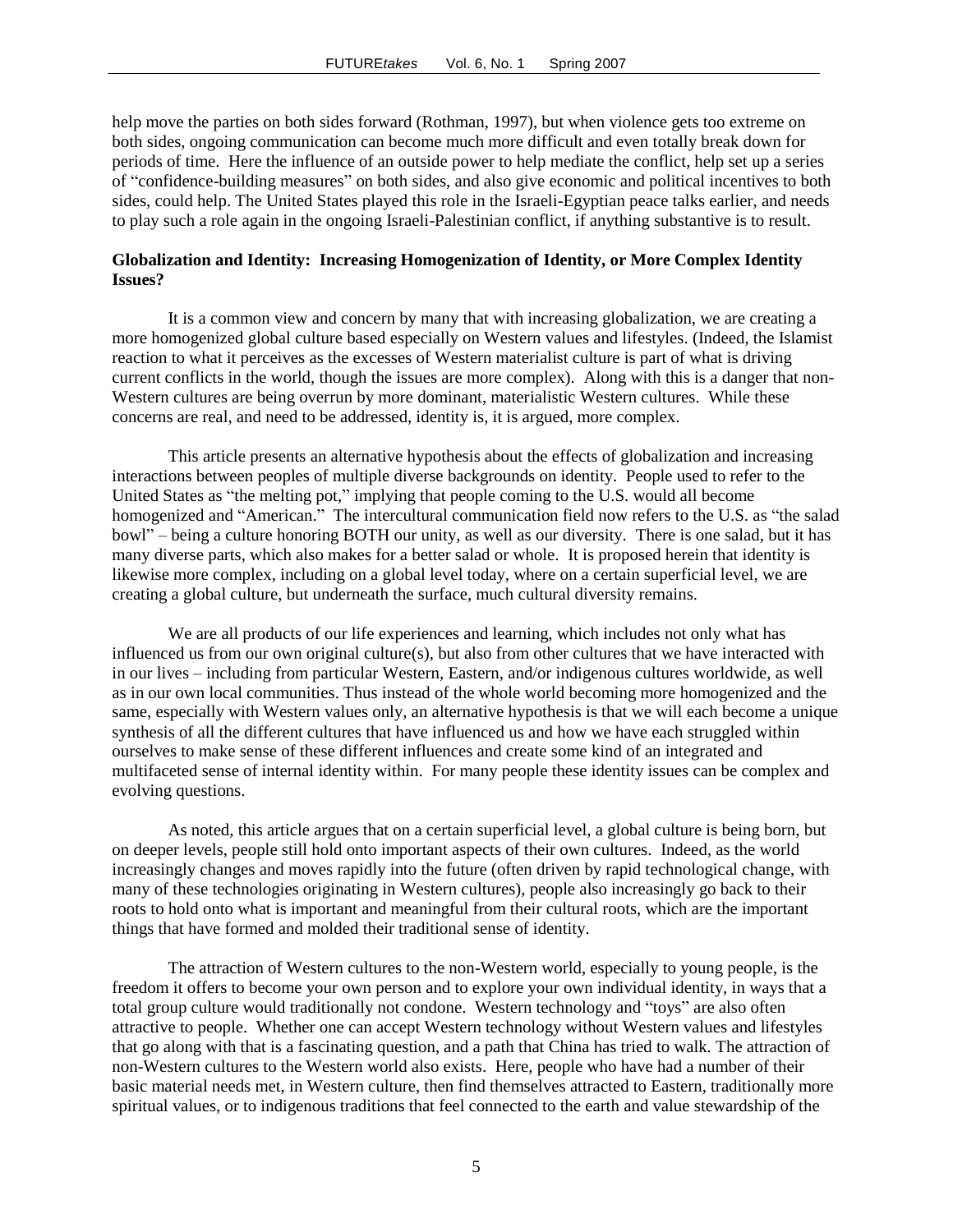help move the parties on both sides forward (Rothman, 1997), but when violence gets too extreme on both sides, ongoing communication can become much more difficult and even totally break down for periods of time. Here the influence of an outside power to help mediate the conflict, help set up a series of "confidence-building measures" on both sides, and also give economic and political incentives to both sides, could help. The United States played this role in the Israeli-Egyptian peace talks earlier, and needs to play such a role again in the ongoing Israeli-Palestinian conflict, if anything substantive is to result.

**Globalization and Identity: Increasing Homogenization of Identity, or More Complex Identity Issues?**

It is a common view and concern by many that with increasing globalization, we are creating a more homogenized global culture based especially on Western values and lifestyles. (Indeed, the Islamist reaction to what it perceives as the excesses of Western materialist culture is part of what is driving current conflicts in the world, though the issues are more complex). Along with this is a danger that non-Western cultures are being overrun by more dominant, materialistic Western cultures. While these concerns are real, and need to be addressed, identity is, it is argued, more complex.

This article presents an alternative hypothesis about the effects of globalization and increasing interactions between peoples of multiple diverse backgrounds on identity. People used to refer to the United States as "the melting pot," implying that people coming to the U.S. would all become homogenized and "American." The intercultural communication field now refers to the U.S. as "the salad bowl" – being a culture honoring BOTH our unity, as well as our diversity. There is one salad, but it has many diverse parts, which also makes for a better salad or whole. It is proposed herein that identity is likewise more complex, including on a global level today, where on a certain superficial level, we are creating a global culture, but underneath the surface, much cultural diversity remains.

We are all products of our life experiences and learning, which includes not only what has influenced us from our own original culture(s), but also from other cultures that we have interacted with in our lives – including from particular Western, Eastern, and/or indigenous cultures worldwide, as well as in our own local communities. Thus instead of the whole world becoming more homogenized and the same, especially with Western values only, an alternative hypothesis is that we will each become a unique synthesis of all the different cultures that have influenced us and how we have each struggled within ourselves to make sense of these different influences and create some kind of an integrated and multifaceted sense of internal identity within. For many people these identity issues can be complex and evolving questions.

As noted, this article argues that on a certain superficial level, a global culture is being born, but on deeper levels, people still hold onto important aspects of their own cultures. Indeed, as the world increasingly changes and moves rapidly into the future (often driven by rapid technological change, with many of these technologies originating in Western cultures), people also increasingly go back to their roots to hold onto what is important and meaningful from their cultural roots, which are the important things that have formed and molded their traditional sense of identity.

The attraction of Western cultures to the non-Western world, especially to young people, is the freedom it offers to become your own person and to explore your own individual identity, in ways that a total group culture would traditionally not condone. Western technology and "toys" are also often attractive to people. Whether one can accept Western technology without Western values and lifestyles that go along with that is a fascinating question, and a path that China has tried to walk. The attraction of non-Western cultures to the Western world also exists. Here, people who have had a number of their basic material needs met, in Western culture, then find themselves attracted to Eastern, traditionally more spiritual values, or to indigenous traditions that feel connected to the earth and value stewardship of the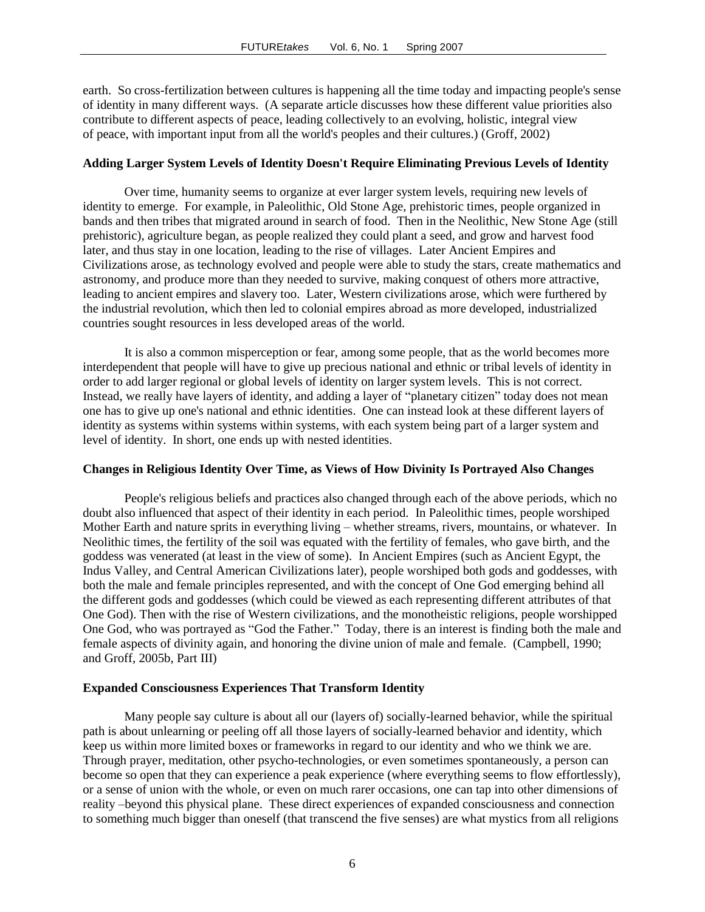earth. So cross-fertilization between cultures is happening all the time today and impacting people's sense of identity in many different ways. (A separate article discusses how these different value priorities also contribute to different aspects of peace, leading collectively to an evolving, holistic, integral view of peace, with important input from all the world's peoples and their cultures.) (Groff, 2002)

**Adding Larger System Levels of Identity Doesn't Require Eliminating Previous Levels of Identity**

Over time, humanity seems to organize at ever larger system levels, requiring new levels of identity to emerge. For example, in Paleolithic, Old Stone Age, prehistoric times, people organized in bands and then tribes that migrated around in search of food. Then in the Neolithic, New Stone Age (still prehistoric), agriculture began, as people realized they could plant a seed, and grow and harvest food later, and thus stay in one location, leading to the rise of villages. Later Ancient Empires and Civilizations arose, as technology evolved and people were able to study the stars, create mathematics and astronomy, and produce more than they needed to survive, making conquest of others more attractive, leading to ancient empires and slavery too. Later, Western civilizations arose, which were furthered by the industrial revolution, which then led to colonial empires abroad as more developed, industrialized countries sought resources in less developed areas of the world.

It is also a common misperception or fear, among some people, that as the world becomes more interdependent that people will have to give up precious national and ethnic or tribal levels of identity in order to add larger regional or global levels of identity on larger system levels. This is not correct. Instead, we really have layers of identity, and adding a layer of "planetary citizen" today does not mean one has to give up one's national and ethnic identities. One can instead look at these different layers of identity as systems within systems within systems, with each system being part of a larger system and level of identity. In short, one ends up with nested identities.

**Changes in Religious Identity Over Time, as Views of How Divinity Is Portrayed Also Changes**

People's religious beliefs and practices also changed through each of the above periods, which no doubt also influenced that aspect of their identity in each period. In Paleolithic times, people worshiped Mother Earth and nature sprits in everything living – whether streams, rivers, mountains, or whatever. In Neolithic times, the fertility of the soil was equated with the fertility of females, who gave birth, and the goddess was venerated (at least in the view of some). In Ancient Empires (such as Ancient Egypt, the Indus Valley, and Central American Civilizations later), people worshiped both gods and goddesses, with both the male and female principles represented, and with the concept of One God emerging behind all the different gods and goddesses (which could be viewed as each representing different attributes of that One God). Then with the rise of Western civilizations, and the monotheistic religions, people worshipped One God, who was portrayed as "God the Father." Today, there is an interest is finding both the male and female aspects of divinity again, and honoring the divine union of male and female. (Campbell, 1990; and Groff, 2005b, Part III)

**Expanded Consciousness Experiences That Transform Identity**

Many people say culture is about all our (layers of) socially-learned behavior, while the spiritual path is about unlearning or peeling off all those layers of socially-learned behavior and identity, which keep us within more limited boxes or frameworks in regard to our identity and who we think we are. Through prayer, meditation, other psycho-technologies, or even sometimes spontaneously, a person can become so open that they can experience a peak experience (where everything seems to flow effortlessly), or a sense of union with the whole, or even on much rarer occasions, one can tap into other dimensions of reality –beyond this physical plane. These direct experiences of expanded consciousness and connection to something much bigger than oneself (that transcend the five senses) are what mystics from all religions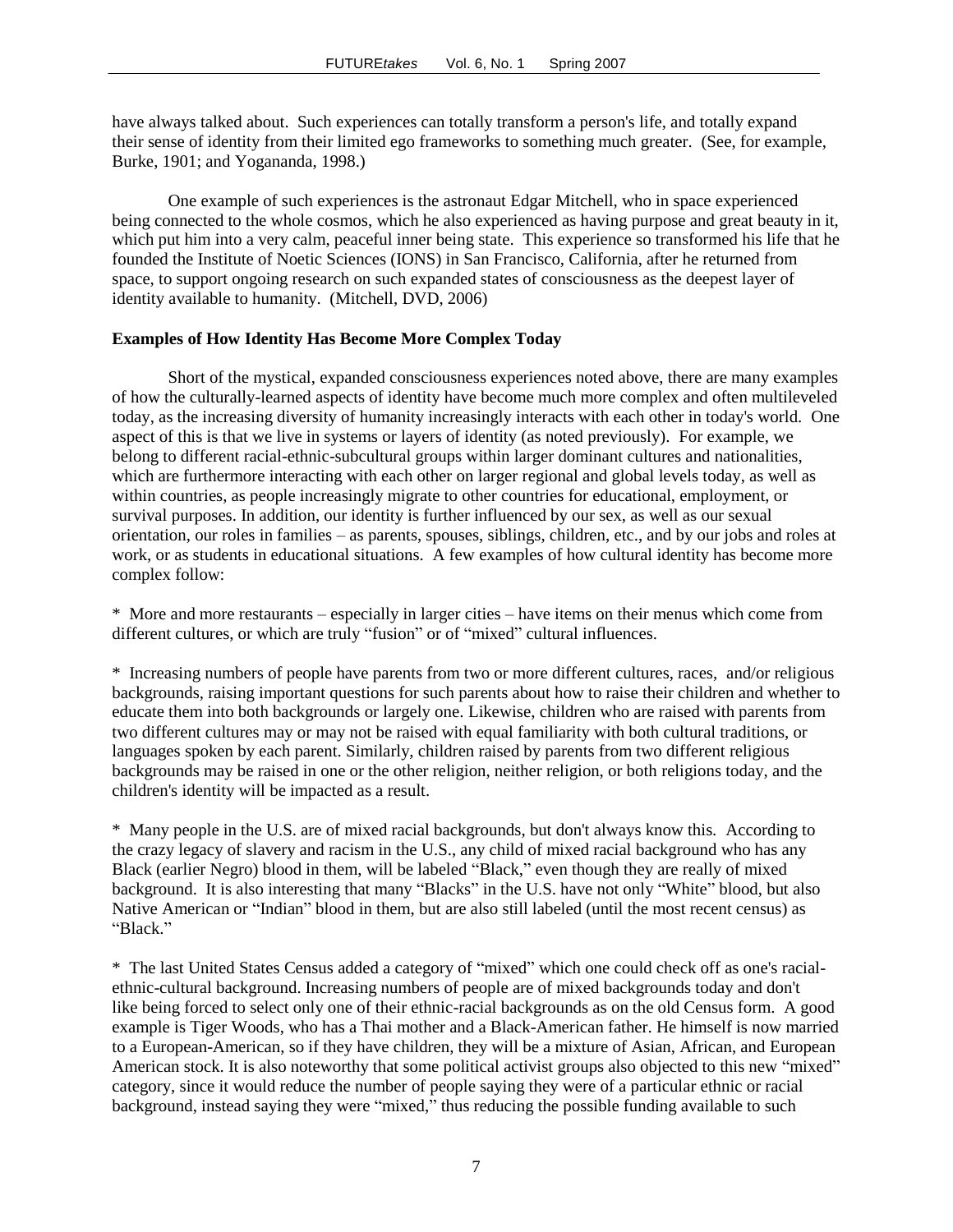have always talked about. Such experiences can totally transform a person's life, and totally expand their sense of identity from their limited ego frameworks to something much greater. (See, for example, Burke, 1901; and Yogananda, 1998.)

One example of such experiences is the astronaut Edgar Mitchell, who in space experienced being connected to the whole cosmos, which he also experienced as having purpose and great beauty in it, which put him into a very calm, peaceful inner being state. This experience so transformed his life that he founded the Institute of Noetic Sciences (IONS) in San Francisco, California, after he returned from space, to support ongoing research on such expanded states of consciousness as the deepest layer of identity available to humanity. (Mitchell, DVD, 2006)

**Examples of How Identity Has Become More Complex Today**

Short of the mystical, expanded consciousness experiences noted above, there are many examples of how the culturally-learned aspects of identity have become much more complex and often multileveled today, as the increasing diversity of humanity increasingly interacts with each other in today's world. One aspect of this is that we live in systems or layers of identity (as noted previously). For example, we belong to different racial-ethnic-subcultural groups within larger dominant cultures and nationalities, which are furthermore interacting with each other on larger regional and global levels today, as well as within countries, as people increasingly migrate to other countries for educational, employment, or survival purposes. In addition, our identity is further influenced by our sex, as well as our sexual orientation, our roles in families – as parents, spouses, siblings, children, etc., and by our jobs and roles at work, or as students in educational situations. A few examples of how cultural identity has become more complex follow:

* More and more restaurants – especially in larger cities – have items on their menus which come from different cultures, or which are truly "fusion" or of "mixed" cultural influences.

* Increasing numbers of people have parents from two or more different cultures, races, and/or religious backgrounds, raising important questions for such parents about how to raise their children and whether to educate them into both backgrounds or largely one. Likewise, children who are raised with parents from two different cultures may or may not be raised with equal familiarity with both cultural traditions, or languages spoken by each parent. Similarly, children raised by parents from two different religious backgrounds may be raised in one or the other religion, neither religion, or both religions today, and the children's identity will be impacted as a result.

* Many people in the U.S. are of mixed racial backgrounds, but don't always know this. According to the crazy legacy of slavery and racism in the U.S., any child of mixed racial background who has any Black (earlier Negro) blood in them, will be labeled "Black," even though they are really of mixed background. It is also interesting that many "Blacks" in the U.S. have not only "White" blood, but also Native American or "Indian" blood in them, but are also still labeled (until the most recent census) as "Black."

* The last United States Census added a category of "mixed" which one could check off as one's racial-ethnic-cultural background. Increasing numbers of people are of mixed backgrounds today and don't like being forced to select only one of their ethnic-racial backgrounds as on the old Census form. A good example is Tiger Woods, who has a Thai mother and a Black-American father. He himself is now married to a European-American, so if they have children, they will be a mixture of Asian, African, and European American stock. It is also noteworthy that some political activist groups also objected to this new "mixed" category, since it would reduce the number of people saying they were of a particular ethnic or racial background, instead saying they were "mixed," thus reducing the possible funding available to such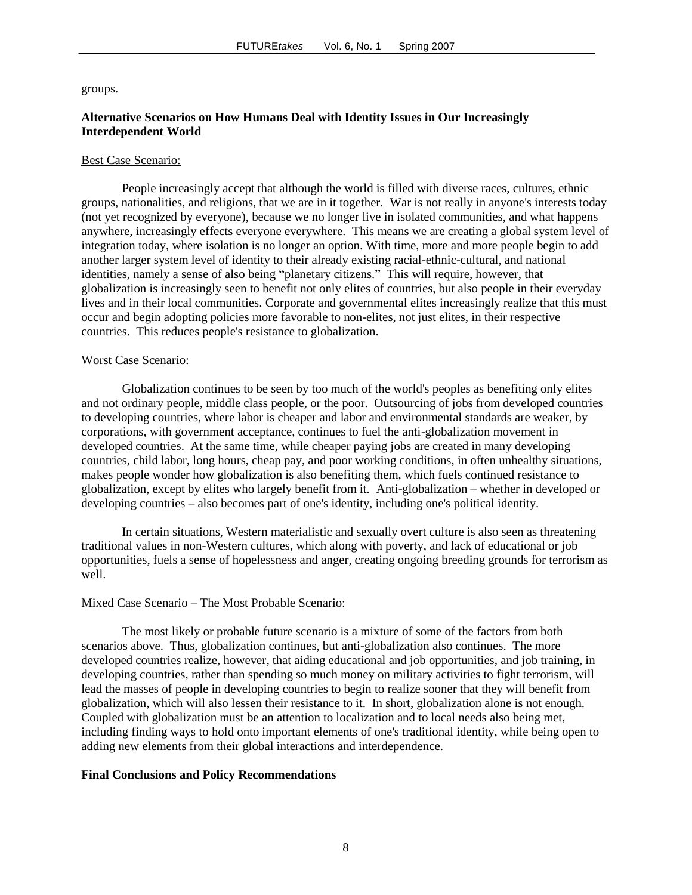groups.

**Alternative Scenarios on How Humans Deal with Identity Issues in Our Increasingly Interdependent World**

Best Case Scenario:

People increasingly accept that although the world is filled with diverse races, cultures, ethnic groups, nationalities, and religions, that we are in it together. War is not really in anyone's interests today (not yet recognized by everyone), because we no longer live in isolated communities, and what happens anywhere, increasingly effects everyone everywhere. This means we are creating a global system level of integration today, where isolation is no longer an option. With time, more and more people begin to add another larger system level of identity to their already existing racial-ethnic-cultural, and national identities, namely a sense of also being "planetary citizens." This will require, however, that globalization is increasingly seen to benefit not only elites of countries, but also people in their everyday lives and in their local communities. Corporate and governmental elites increasingly realize that this must occur and begin adopting policies more favorable to non-elites, not just elites, in their respective countries. This reduces people's resistance to globalization.

Worst Case Scenario:

Globalization continues to be seen by too much of the world's peoples as benefiting only elites and not ordinary people, middle class people, or the poor. Outsourcing of jobs from developed countries to developing countries, where labor is cheaper and labor and environmental standards are weaker, by corporations, with government acceptance, continues to fuel the anti-globalization movement in developed countries. At the same time, while cheaper paying jobs are created in many developing countries, child labor, long hours, cheap pay, and poor working conditions, in often unhealthy situations, makes people wonder how globalization is also benefiting them, which fuels continued resistance to globalization, except by elites who largely benefit from it. Anti-globalization – whether in developed or developing countries – also becomes part of one's identity, including one's political identity.

In certain situations, Western materialistic and sexually overt culture is also seen as threatening traditional values in non-Western cultures, which along with poverty, and lack of educational or job opportunities, fuels a sense of hopelessness and anger, creating ongoing breeding grounds for terrorism as well.

Mixed Case Scenario – The Most Probable Scenario:

The most likely or probable future scenario is a mixture of some of the factors from both scenarios above. Thus, globalization continues, but anti-globalization also continues. The more developed countries realize, however, that aiding educational and job opportunities, and job training, in developing countries, rather than spending so much money on military activities to fight terrorism, will lead the masses of people in developing countries to begin to realize sooner that they will benefit from globalization, which will also lessen their resistance to it. In short, globalization alone is not enough. Coupled with globalization must be an attention to localization and to local needs also being met, including finding ways to hold onto important elements of one's traditional identity, while being open to adding new elements from their global interactions and interdependence.

**Final Conclusions and Policy Recommendations**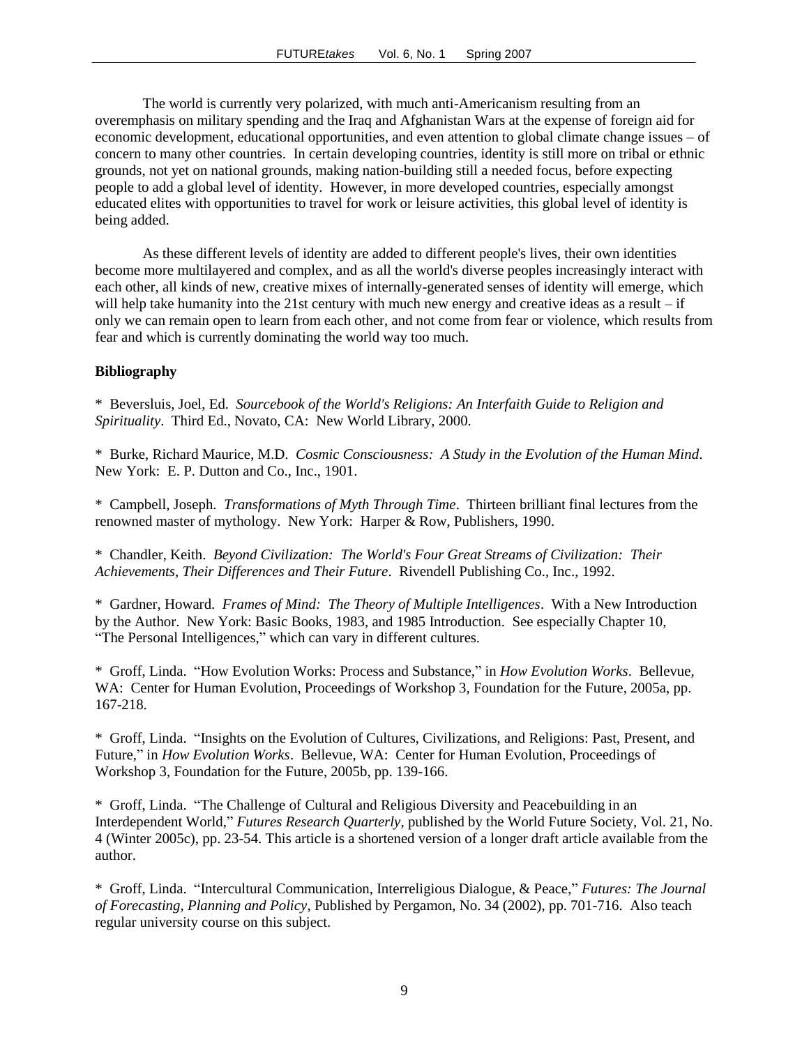The world is currently very polarized, with much anti-Americanism resulting from an overemphasis on military spending and the Iraq and Afghanistan Wars at the expense of foreign aid for economic development, educational opportunities, and even attention to global climate change issues – of concern to many other countries. In certain developing countries, identity is still more on tribal or ethnic grounds, not yet on national grounds, making nation-building still a needed focus, before expecting people to add a global level of identity. However, in more developed countries, especially amongst educated elites with opportunities to travel for work or leisure activities, this global level of identity is being added.

As these different levels of identity are added to different people's lives, their own identities become more multilayered and complex, and as all the world's diverse peoples increasingly interact with each other, all kinds of new, creative mixes of internally-generated senses of identity will emerge, which will help take humanity into the 21st century with much new energy and creative ideas as a result – if only we can remain open to learn from each other, and not come from fear or violence, which results from fear and which is currently dominating the world way too much.

**Bibliography**

* Beversluis, Joel, Ed. *Sourcebook of the World's Religions: An Interfaith Guide to Religion and Spirituality*. Third Ed., Novato, CA: New World Library, 2000.

* Burke, Richard Maurice, M.D. *Cosmic Consciousness: A Study in the Evolution of the Human Mind*. New York: E. P. Dutton and Co., Inc., 1901.

* Campbell, Joseph. *Transformations of Myth Through Time*. Thirteen brilliant final lectures from the renowned master of mythology. New York: Harper & Row, Publishers, 1990.

* Chandler, Keith. *Beyond Civilization: The World's Four Great Streams of Civilization: Their Achievements, Their Differences and Their Future*. Rivendell Publishing Co., Inc., 1992.

* Gardner, Howard. *Frames of Mind: The Theory of Multiple Intelligences*. With a New Introduction by the Author. New York: Basic Books, 1983, and 1985 Introduction. See especially Chapter 10, "The Personal Intelligences," which can vary in different cultures.

* Groff, Linda. "How Evolution Works: Process and Substance," in *How Evolution Works*. Bellevue, WA: Center for Human Evolution, Proceedings of Workshop 3, Foundation for the Future, 2005a, pp. 167-218.

* Groff, Linda. "Insights on the Evolution of Cultures, Civilizations, and Religions: Past, Present, and Future," in *How Evolution Works*. Bellevue, WA: Center for Human Evolution, Proceedings of Workshop 3, Foundation for the Future, 2005b, pp. 139-166.

* Groff, Linda. "The Challenge of Cultural and Religious Diversity and Peacebuilding in an Interdependent World," *Futures Research Quarterly*, published by the World Future Society, Vol. 21, No. 4 (Winter 2005c), pp. 23-54. This article is a shortened version of a longer draft article available from the author.

* Groff, Linda. "Intercultural Communication, Interreligious Dialogue, & Peace," *Futures: The Journal of Forecasting, Planning and Policy*, Published by Pergamon, No. 34 (2002), pp. 701-716. Also teach regular university course on this subject.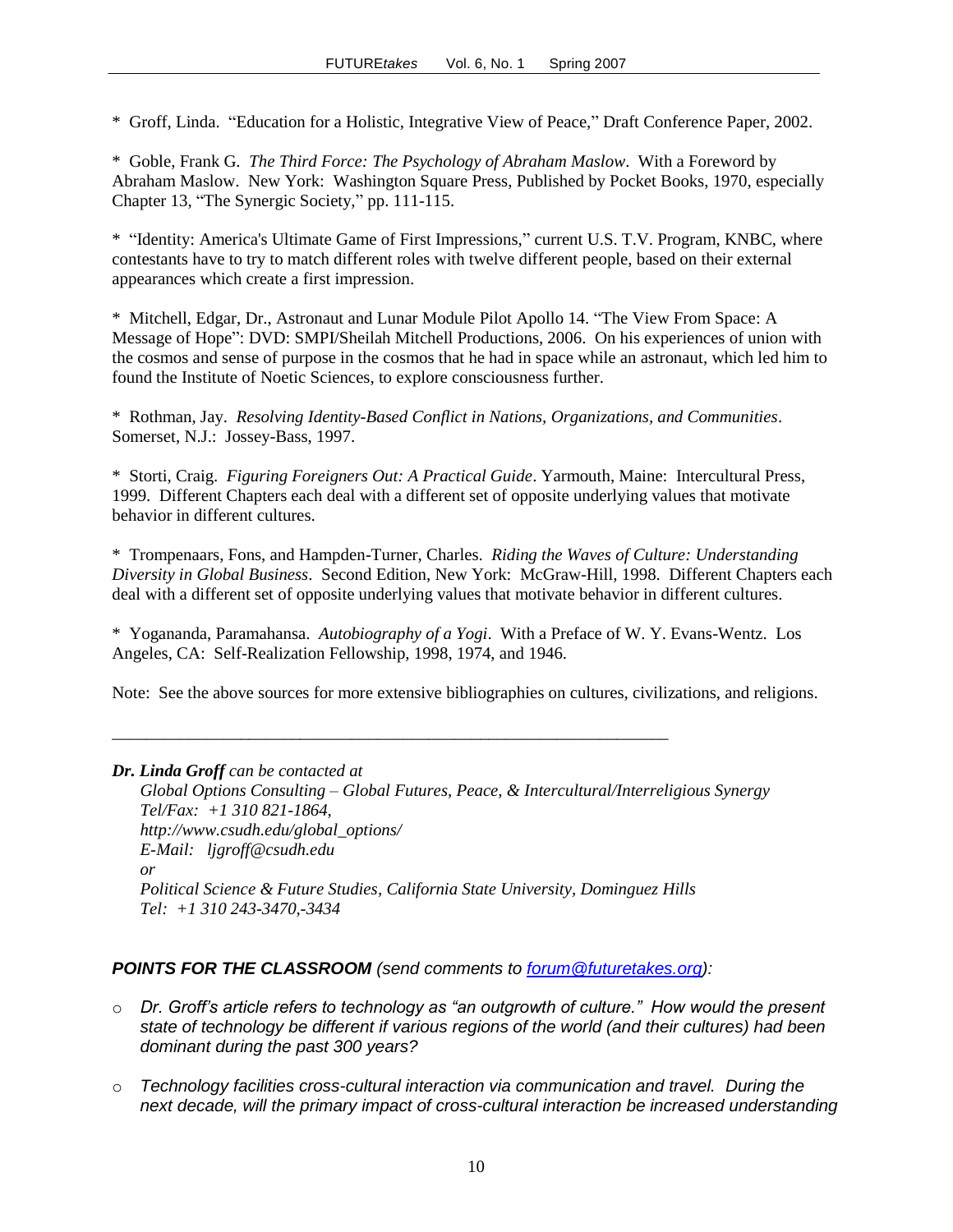\* Groff, Linda. "Education for a Holistic, Integrative View of Peace," Draft Conference Paper, 2002.

\* Goble, Frank G. *The Third Force: The Psychology of Abraham Maslow*. With a Foreword by Abraham Maslow. New York: Washington Square Press, Published by Pocket Books, 1970, especially Chapter 13, "The Synergic Society," pp. 111-115.

\* "Identity: America's Ultimate Game of First Impressions," current U.S. T.V. Program, KNBC, where contestants have to try to match different roles with twelve different people, based on their external appearances which create a first impression.

\* Mitchell, Edgar, Dr., Astronaut and Lunar Module Pilot Apollo 14. "The View From Space: A Message of Hope": DVD: SMPI/Sheilah Mitchell Productions, 2006. On his experiences of union with the cosmos and sense of purpose in the cosmos that he had in space while an astronaut, which led him to found the Institute of Noetic Sciences, to explore consciousness further.

\* Rothman, Jay. *Resolving Identity-Based Conflict in Nations, Organizations, and Communities*. Somerset, N.J.: Jossey-Bass, 1997.

\* Storti, Craig. *Figuring Foreigners Out: A Practical Guide*. Yarmouth, Maine: Intercultural Press, 1999. Different Chapters each deal with a different set of opposite underlying values that motivate behavior in different cultures.

\* Trompenaars, Fons, and Hampden-Turner, Charles. *Riding the Waves of Culture: Understanding Diversity in Global Business*. Second Edition, New York: McGraw-Hill, 1998. Different Chapters each deal with a different set of opposite underlying values that motivate behavior in different cultures.

\* Yogananda, Paramahansa. *Autobiography of a Yogi*. With a Preface of W. Y. Evans-Wentz. Los Angeles, CA: Self-Realization Fellowship, 1998, 1974, and 1946.

Note: See the above sources for more extensive bibliographies on cultures, civilizations, and religions.

---

***Dr. Linda Groff*** *can be contacted at*

*Global Options Consulting – Global Futures, Peace, & Intercultural/Interreligious Synergy*
*Tel/Fax: +1 310 821-1864,*
*http://www.csudh.edu/global_options/*
*E-Mail: ljgroff@csudh.edu*
*or*
*Political Science & Future Studies, California State University, Dominguez Hills*
*Tel: +1 310 243-3470,-3434*

***POINTS FOR THE CLASSROOM*** *(send comments to forum@futuretakes.org):*

- *Dr. Groff's article refers to technology as "an outgrowth of culture." How would the present state of technology be different if various regions of the world (and their cultures) had been dominant during the past 300 years?*
- *Technology facilities cross-cultural interaction via communication and travel. During the next decade, will the primary impact of cross-cultural interaction be increased understanding*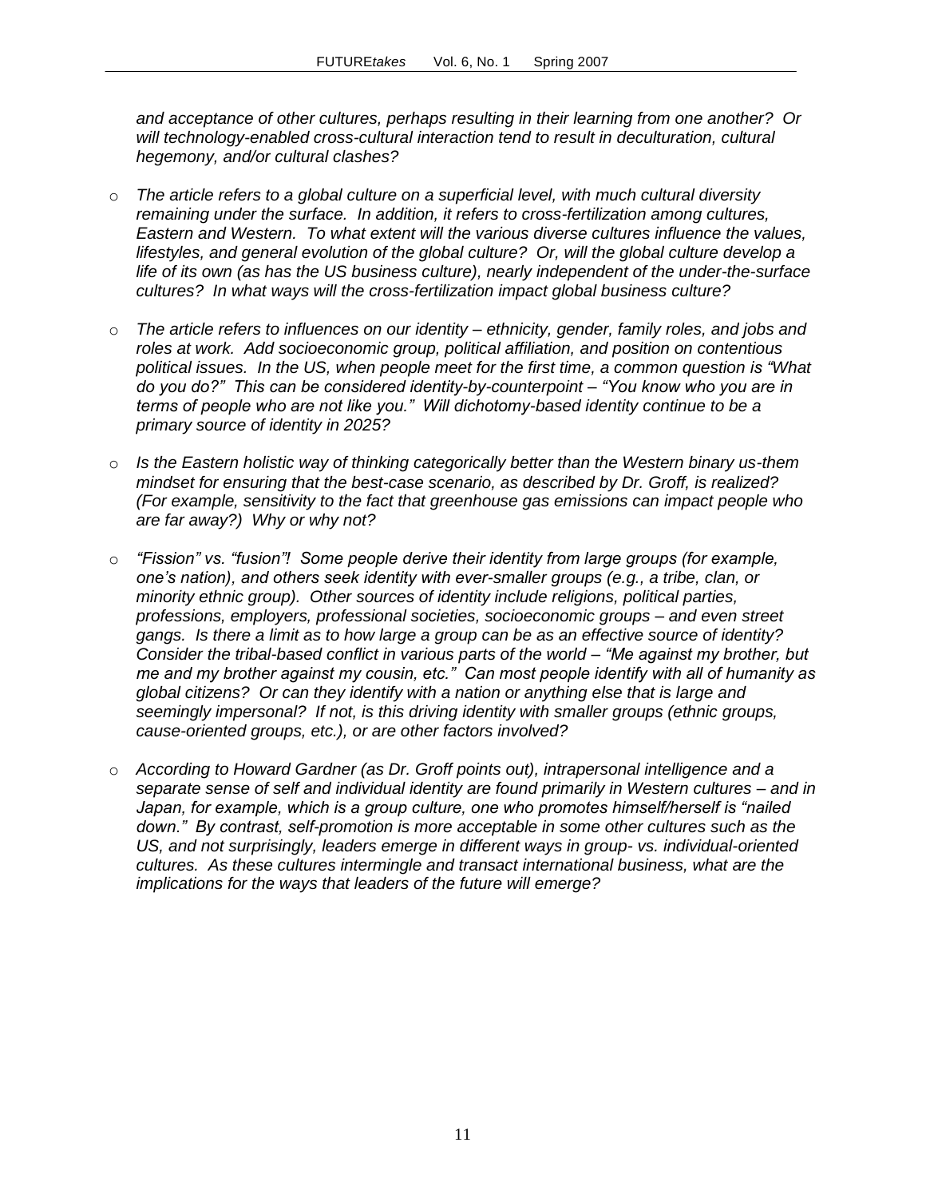*and acceptance of other cultures, perhaps resulting in their learning from one another? Or will technology-enabled cross-cultural interaction tend to result in deculturation, cultural hegemony, and/or cultural clashes?*

- *The article refers to a global culture on a superficial level, with much cultural diversity remaining under the surface. In addition, it refers to cross-fertilization among cultures, Eastern and Western. To what extent will the various diverse cultures influence the values, lifestyles, and general evolution of the global culture? Or, will the global culture develop a life of its own (as has the US business culture), nearly independent of the under-the-surface cultures? In what ways will the cross-fertilization impact global business culture?*

- *The article refers to influences on our identity – ethnicity, gender, family roles, and jobs and roles at work. Add socioeconomic group, political affiliation, and position on contentious political issues. In the US, when people meet for the first time, a common question is "What do you do?" This can be considered identity-by-counterpoint – "You know who you are in terms of people who are not like you." Will dichotomy-based identity continue to be a primary source of identity in 2025?*

- *Is the Eastern holistic way of thinking categorically better than the Western binary us-them mindset for ensuring that the best-case scenario, as described by Dr. Groff, is realized? (For example, sensitivity to the fact that greenhouse gas emissions can impact people who are far away?) Why or why not?*

- *"Fission" vs. "fusion"! Some people derive their identity from large groups (for example, one's nation), and others seek identity with ever-smaller groups (e.g., a tribe, clan, or minority ethnic group). Other sources of identity include religions, political parties, professions, employers, professional societies, socioeconomic groups – and even street gangs. Is there a limit as to how large a group can be as an effective source of identity? Consider the tribal-based conflict in various parts of the world – "Me against my brother, but me and my brother against my cousin, etc." Can most people identify with all of humanity as global citizens? Or can they identify with a nation or anything else that is large and seemingly impersonal? If not, is this driving identity with smaller groups (ethnic groups, cause-oriented groups, etc.), or are other factors involved?*

- *According to Howard Gardner (as Dr. Groff points out), intrapersonal intelligence and a separate sense of self and individual identity are found primarily in Western cultures – and in Japan, for example, which is a group culture, one who promotes himself/herself is "nailed down." By contrast, self-promotion is more acceptable in some other cultures such as the US, and not surprisingly, leaders emerge in different ways in group- vs. individual-oriented cultures. As these cultures intermingle and transact international business, what are the implications for the ways that leaders of the future will emerge?*